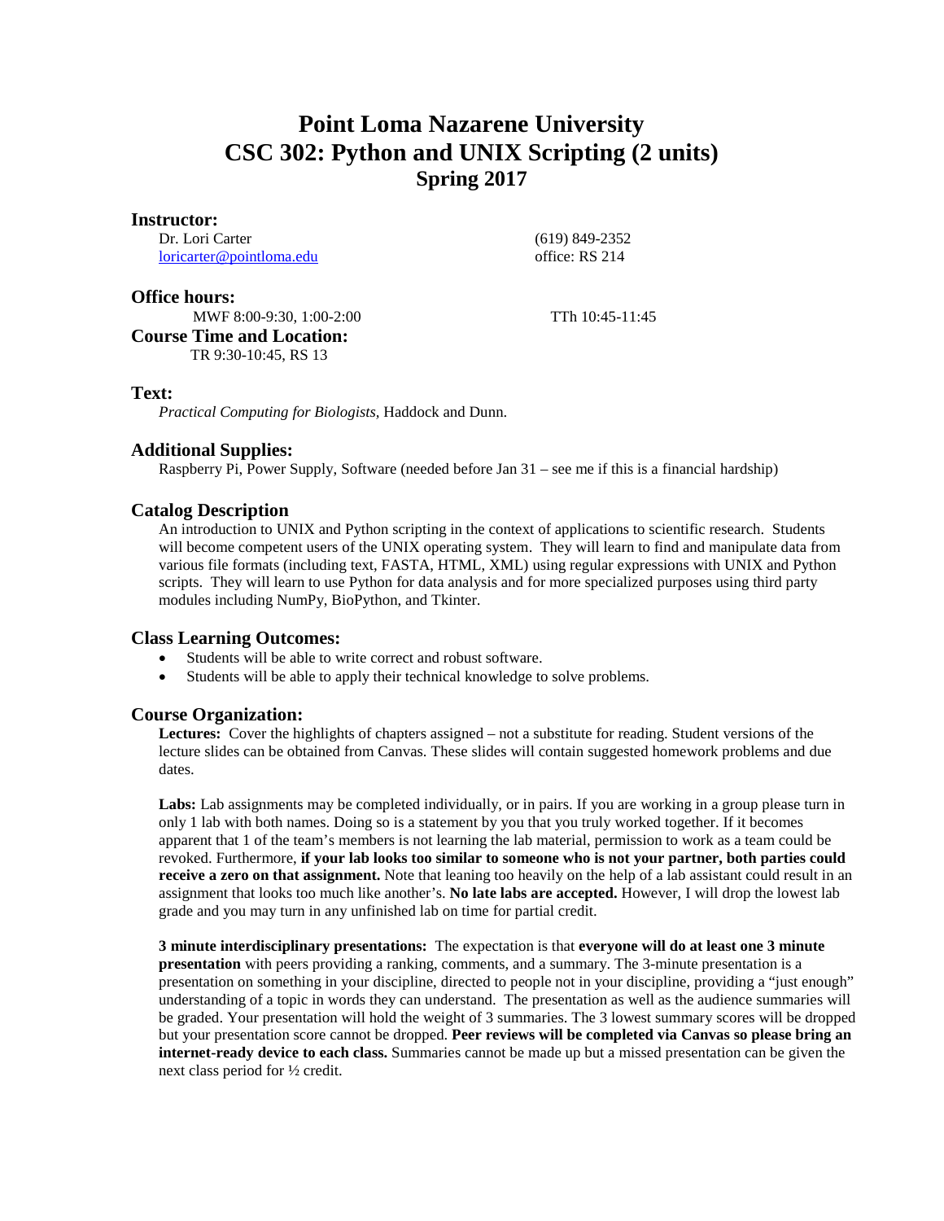# Point Loma Nazarene University
# CSC 302: Python and UNIX Scripting (2 units)
## Spring 2017

### Instructor:

Dr. Lori Carter
loricarter@pointloma.edu

(619) 849-2352
office: RS 214

### Office hours:

MWF 8:00-9:30, 1:00-2:00

TTh 10:45-11:45

### Course Time and Location:

TR 9:30-10:45, RS 13

### Text:

*Practical Computing for Biologists*, Haddock and Dunn.

### Additional Supplies:

Raspberry Pi, Power Supply, Software (needed before Jan 31 – see me if this is a financial hardship)

### Catalog Description

An introduction to UNIX and Python scripting in the context of applications to scientific research. Students will become competent users of the UNIX operating system. They will learn to find and manipulate data from various file formats (including text, FASTA, HTML, XML) using regular expressions with UNIX and Python scripts. They will learn to use Python for data analysis and for more specialized purposes using third party modules including NumPy, BioPython, and Tkinter.

### Class Learning Outcomes:

- Students will be able to write correct and robust software.
- Students will be able to apply their technical knowledge to solve problems.

### Course Organization:

**Lectures:** Cover the highlights of chapters assigned – not a substitute for reading. Student versions of the lecture slides can be obtained from Canvas. These slides will contain suggested homework problems and due dates.

**Labs:** Lab assignments may be completed individually, or in pairs. If you are working in a group please turn in only 1 lab with both names. Doing so is a statement by you that you truly worked together. If it becomes apparent that 1 of the team's members is not learning the lab material, permission to work as a team could be revoked. Furthermore, **if your lab looks too similar to someone who is not your partner, both parties could receive a zero on that assignment.** Note that leaning too heavily on the help of a lab assistant could result in an assignment that looks too much like another's. **No late labs are accepted.** However, I will drop the lowest lab grade and you may turn in any unfinished lab on time for partial credit.

**3 minute interdisciplinary presentations:** The expectation is that **everyone will do at least one 3 minute presentation** with peers providing a ranking, comments, and a summary. The 3-minute presentation is a presentation on something in your discipline, directed to people not in your discipline, providing a "just enough" understanding of a topic in words they can understand. The presentation as well as the audience summaries will be graded. Your presentation will hold the weight of 3 summaries. The 3 lowest summary scores will be dropped but your presentation score cannot be dropped. **Peer reviews will be completed via Canvas so please bring an internet-ready device to each class.** Summaries cannot be made up but a missed presentation can be given the next class period for ½ credit.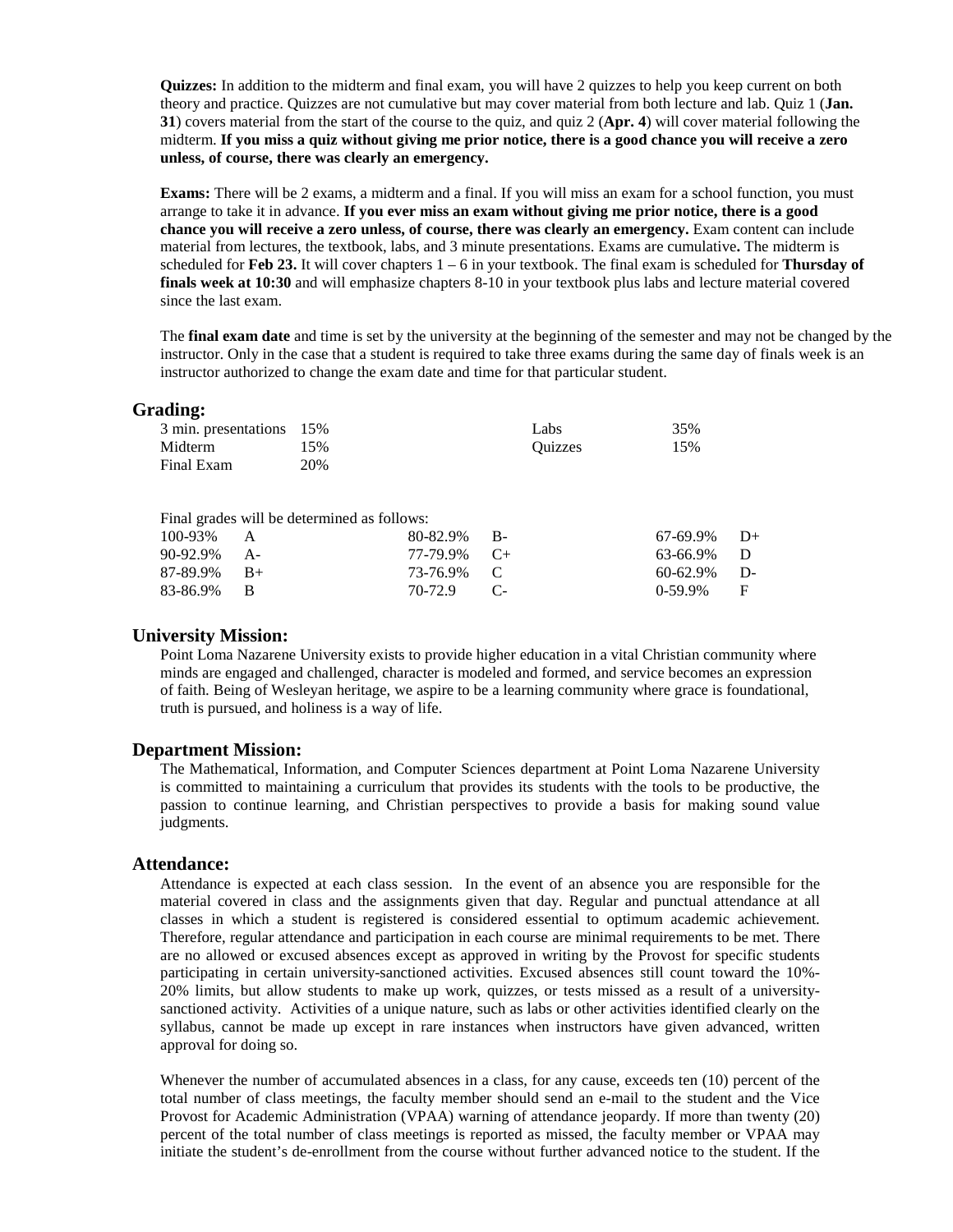**Quizzes:** In addition to the midterm and final exam, you will have 2 quizzes to help you keep current on both theory and practice. Quizzes are not cumulative but may cover material from both lecture and lab. Quiz 1 (**Jan. 31**) covers material from the start of the course to the quiz, and quiz 2 (**Apr. 4**) will cover material following the midterm. **If you miss a quiz without giving me prior notice, there is a good chance you will receive a zero unless, of course, there was clearly an emergency.**

**Exams:** There will be 2 exams, a midterm and a final. If you will miss an exam for a school function, you must arrange to take it in advance. **If you ever miss an exam without giving me prior notice, there is a good chance you will receive a zero unless, of course, there was clearly an emergency.** Exam content can include material from lectures, the textbook, labs, and 3 minute presentations. Exams are cumulative**.** The midterm is scheduled for **Feb 23.** It will cover chapters 1 – 6 in your textbook. The final exam is scheduled for **Thursday of finals week at 10:30** and will emphasize chapters 8-10 in your textbook plus labs and lecture material covered since the last exam.

The **final exam date** and time is set by the university at the beginning of the semester and may not be changed by the instructor. Only in the case that a student is required to take three exams during the same day of finals week is an instructor authorized to change the exam date and time for that particular student.

## Grading:

| | | | |
|---|---|---|---|
| 3 min. presentations | 15% | Labs | 35% |
| Midterm | 15% | Quizzes | 15% |
| Final Exam | 20% | | |

Final grades will be determined as follows:

| | | | | | |
|---|---|---|---|---|---|
| 100-93% | A | 80-82.9% | B- | 67-69.9% | D+ |
| 90-92.9% | A- | 77-79.9% | C+ | 63-66.9% | D |
| 87-89.9% | B+ | 73-76.9% | C | 60-62.9% | D- |
| 83-86.9% | B | 70-72.9 | C- | 0-59.9% | F |

## University Mission:

Point Loma Nazarene University exists to provide higher education in a vital Christian community where minds are engaged and challenged, character is modeled and formed, and service becomes an expression of faith. Being of Wesleyan heritage, we aspire to be a learning community where grace is foundational, truth is pursued, and holiness is a way of life.

## Department Mission:

The Mathematical, Information, and Computer Sciences department at Point Loma Nazarene University is committed to maintaining a curriculum that provides its students with the tools to be productive, the passion to continue learning, and Christian perspectives to provide a basis for making sound value judgments.

## Attendance:

Attendance is expected at each class session. In the event of an absence you are responsible for the material covered in class and the assignments given that day. Regular and punctual attendance at all classes in which a student is registered is considered essential to optimum academic achievement. Therefore, regular attendance and participation in each course are minimal requirements to be met. There are no allowed or excused absences except as approved in writing by the Provost for specific students participating in certain university-sanctioned activities. Excused absences still count toward the 10%-20% limits, but allow students to make up work, quizzes, or tests missed as a result of a university-sanctioned activity. Activities of a unique nature, such as labs or other activities identified clearly on the syllabus, cannot be made up except in rare instances when instructors have given advanced, written approval for doing so.

Whenever the number of accumulated absences in a class, for any cause, exceeds ten (10) percent of the total number of class meetings, the faculty member should send an e-mail to the student and the Vice Provost for Academic Administration (VPAA) warning of attendance jeopardy. If more than twenty (20) percent of the total number of class meetings is reported as missed, the faculty member or VPAA may initiate the student's de-enrollment from the course without further advanced notice to the student. If the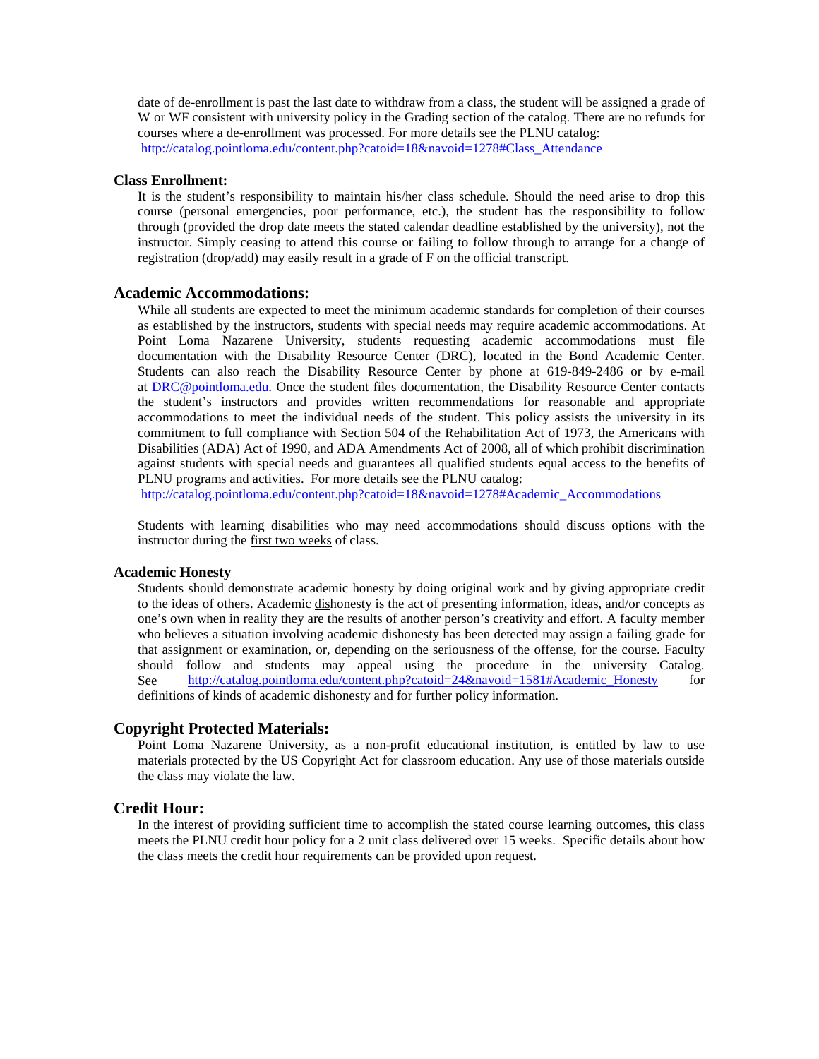date of de-enrollment is past the last date to withdraw from a class, the student will be assigned a grade of W or WF consistent with university policy in the Grading section of the catalog. There are no refunds for courses where a de-enrollment was processed. For more details see the PLNU catalog: http://catalog.pointloma.edu/content.php?catoid=18&navoid=1278#Class_Attendance

### Class Enrollment:

It is the student's responsibility to maintain his/her class schedule. Should the need arise to drop this course (personal emergencies, poor performance, etc.), the student has the responsibility to follow through (provided the drop date meets the stated calendar deadline established by the university), not the instructor. Simply ceasing to attend this course or failing to follow through to arrange for a change of registration (drop/add) may easily result in a grade of F on the official transcript.

## Academic Accommodations:

While all students are expected to meet the minimum academic standards for completion of their courses as established by the instructors, students with special needs may require academic accommodations. At Point Loma Nazarene University, students requesting academic accommodations must file documentation with the Disability Resource Center (DRC), located in the Bond Academic Center. Students can also reach the Disability Resource Center by phone at 619-849-2486 or by e-mail at DRC@pointloma.edu. Once the student files documentation, the Disability Resource Center contacts the student's instructors and provides written recommendations for reasonable and appropriate accommodations to meet the individual needs of the student. This policy assists the university in its commitment to full compliance with Section 504 of the Rehabilitation Act of 1973, the Americans with Disabilities (ADA) Act of 1990, and ADA Amendments Act of 2008, all of which prohibit discrimination against students with special needs and guarantees all qualified students equal access to the benefits of PLNU programs and activities. For more details see the PLNU catalog: http://catalog.pointloma.edu/content.php?catoid=18&navoid=1278#Academic_Accommodations

Students with learning disabilities who may need accommodations should discuss options with the instructor during the first two weeks of class.

### Academic Honesty

Students should demonstrate academic honesty by doing original work and by giving appropriate credit to the ideas of others. Academic dishonesty is the act of presenting information, ideas, and/or concepts as one's own when in reality they are the results of another person's creativity and effort. A faculty member who believes a situation involving academic dishonesty has been detected may assign a failing grade for that assignment or examination, or, depending on the seriousness of the offense, for the course. Faculty should follow and students may appeal using the procedure in the university Catalog. See http://catalog.pointloma.edu/content.php?catoid=24&navoid=1581#Academic_Honesty for definitions of kinds of academic dishonesty and for further policy information.

## Copyright Protected Materials:

Point Loma Nazarene University, as a non-profit educational institution, is entitled by law to use materials protected by the US Copyright Act for classroom education. Any use of those materials outside the class may violate the law.

## Credit Hour:

In the interest of providing sufficient time to accomplish the stated course learning outcomes, this class meets the PLNU credit hour policy for a 2 unit class delivered over 15 weeks. Specific details about how the class meets the credit hour requirements can be provided upon request.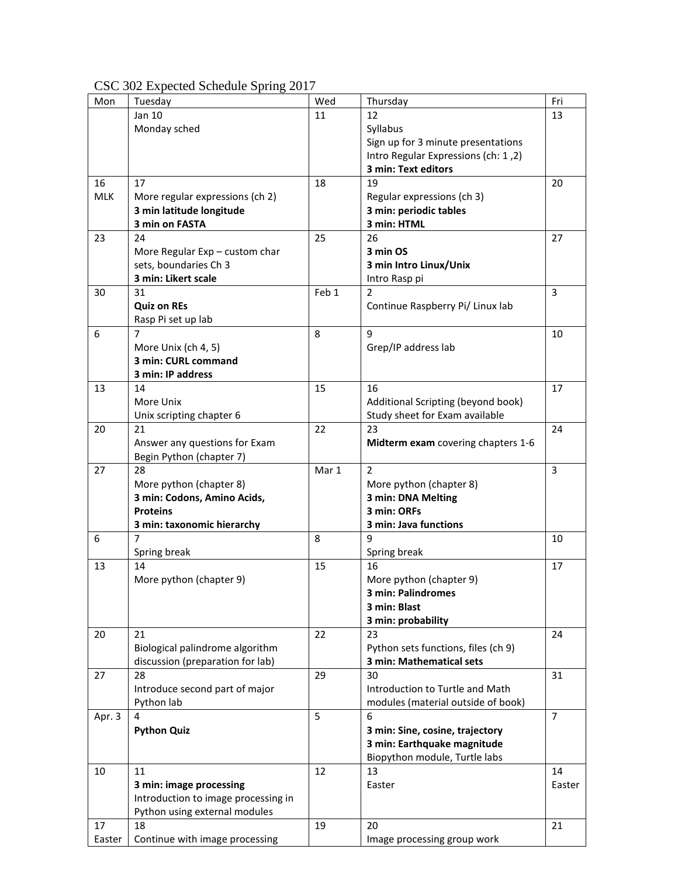CSC 302 Expected Schedule Spring 2017

| Mon | Tuesday | Wed | Thursday | Fri |
| --- | --- | --- | --- | --- |
| | Jan 10<br>Monday sched | 11 | 12<br>Syllabus<br>Sign up for 3 minute presentations<br>Intro Regular Expressions (ch: 1 ,2)<br>**3 min: Text editors** | 13 |
| 16<br>MLK | 17<br>More regular expressions (ch 2)<br>**3 min latitude longitude**<br>**3 min on FASTA** | 18 | 19<br>Regular expressions (ch 3)<br>**3 min: periodic tables**<br>**3 min: HTML** | 20 |
| 23 | 24<br>More Regular Exp – custom char sets, boundaries Ch 3<br>**3 min: Likert scale** | 25 | 26<br>**3 min OS**<br>**3 min Intro Linux/Unix**<br>Intro Rasp pi | 27 |
| 30 | 31<br>**Quiz on REs**<br>Rasp Pi set up lab | Feb 1 | 2<br>Continue Raspberry Pi/ Linux lab | 3 |
| 6 | 7<br>More Unix (ch 4, 5)<br>**3 min: CURL command**<br>**3 min: IP address** | 8 | 9<br>Grep/IP address lab | 10 |
| 13 | 14<br>More Unix<br>Unix scripting chapter 6 | 15 | 16<br>Additional Scripting (beyond book)<br>Study sheet for Exam available | 17 |
| 20 | 21<br>Answer any questions for Exam<br>Begin Python (chapter 7) | 22 | 23<br>**Midterm exam** covering chapters 1-6 | 24 |
| 27 | 28<br>More python (chapter 8)<br>**3 min: Codons, Amino Acids, Proteins**<br>**3 min: taxonomic hierarchy** | Mar 1 | 2<br>More python (chapter 8)<br>**3 min: DNA Melting**<br>**3 min: ORFs**<br>**3 min: Java functions** | 3 |
| 6 | 7<br>Spring break | 8 | 9<br>Spring break | 10 |
| 13 | 14<br>More python (chapter 9) | 15 | 16<br>More python (chapter 9)<br>**3 min: Palindromes**<br>**3 min: Blast**<br>**3 min: probability** | 17 |
| 20 | 21<br>Biological palindrome algorithm discussion (preparation for lab) | 22 | 23<br>Python sets functions, files (ch 9)<br>**3 min: Mathematical sets** | 24 |
| 27 | 28<br>Introduce second part of major Python lab | 29 | 30<br>Introduction to Turtle and Math modules (material outside of book) | 31 |
| Apr. 3 | 4<br>**Python Quiz** | 5 | 6<br>**3 min: Sine, cosine, trajectory**<br>**3 min: Earthquake magnitude**<br>Biopython module, Turtle labs | 7 |
| 10 | 11<br>**3 min: image processing**<br>Introduction to image processing in Python using external modules | 12 | 13<br>Easter | 14<br>Easter |
| 17<br>Easter | 18<br>Continue with image processing | 19 | 20<br>Image processing group work | 21 |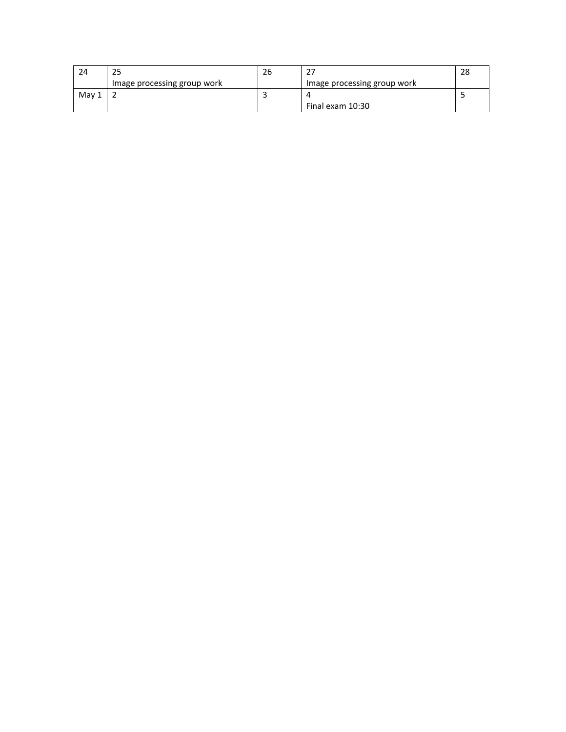| | | | | |
|---|---|---|---|---|
| 24 | 25<br>Image processing group work | 26 | 27<br>Image processing group work | 28 |
| May 1 | 2 | 3 | 4<br>Final exam 10:30 | 5 |